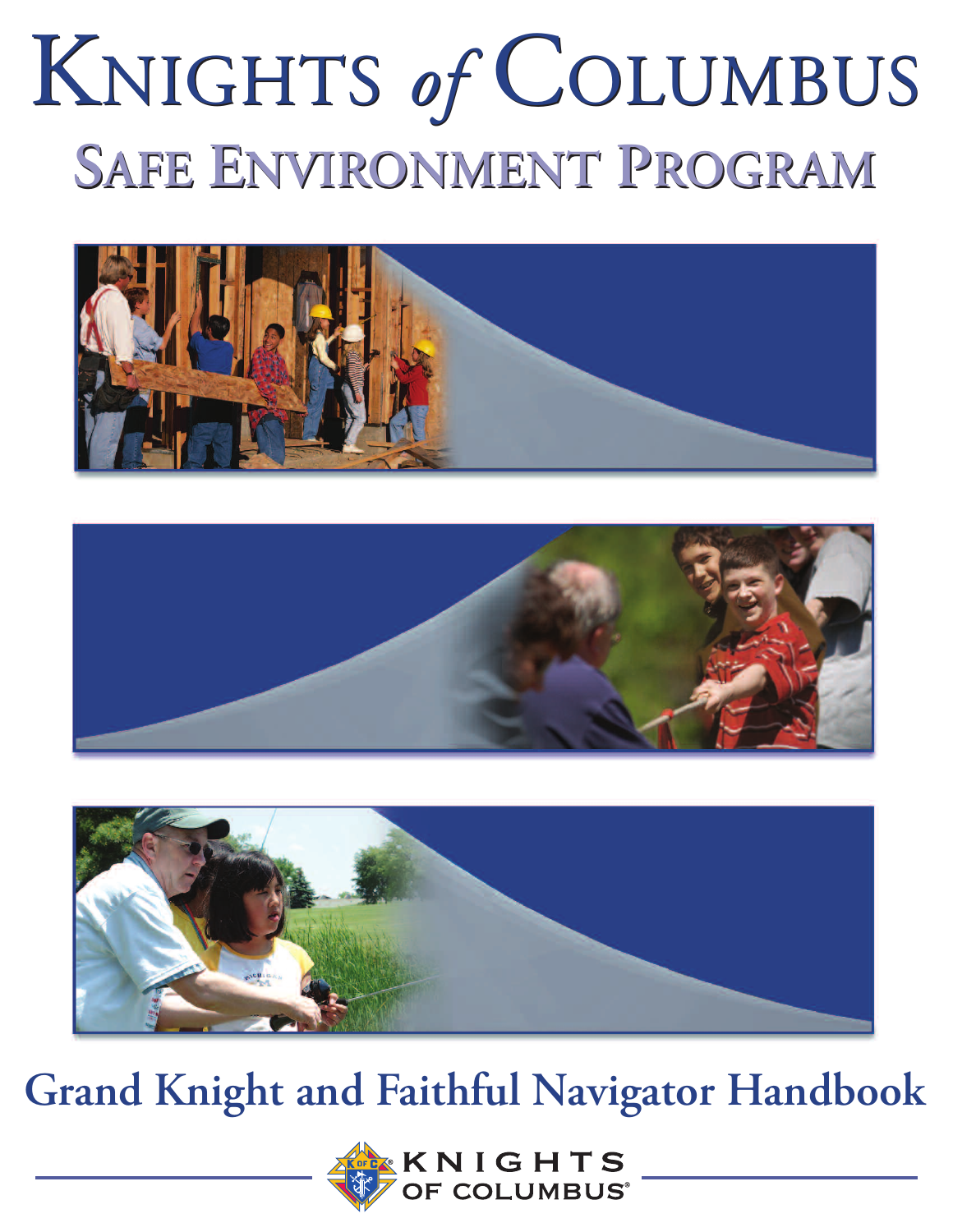# Knights of Columbus

## Safe Environment Program

## Grand Knight and Faithful Navigator Handbook

Knights of Columbus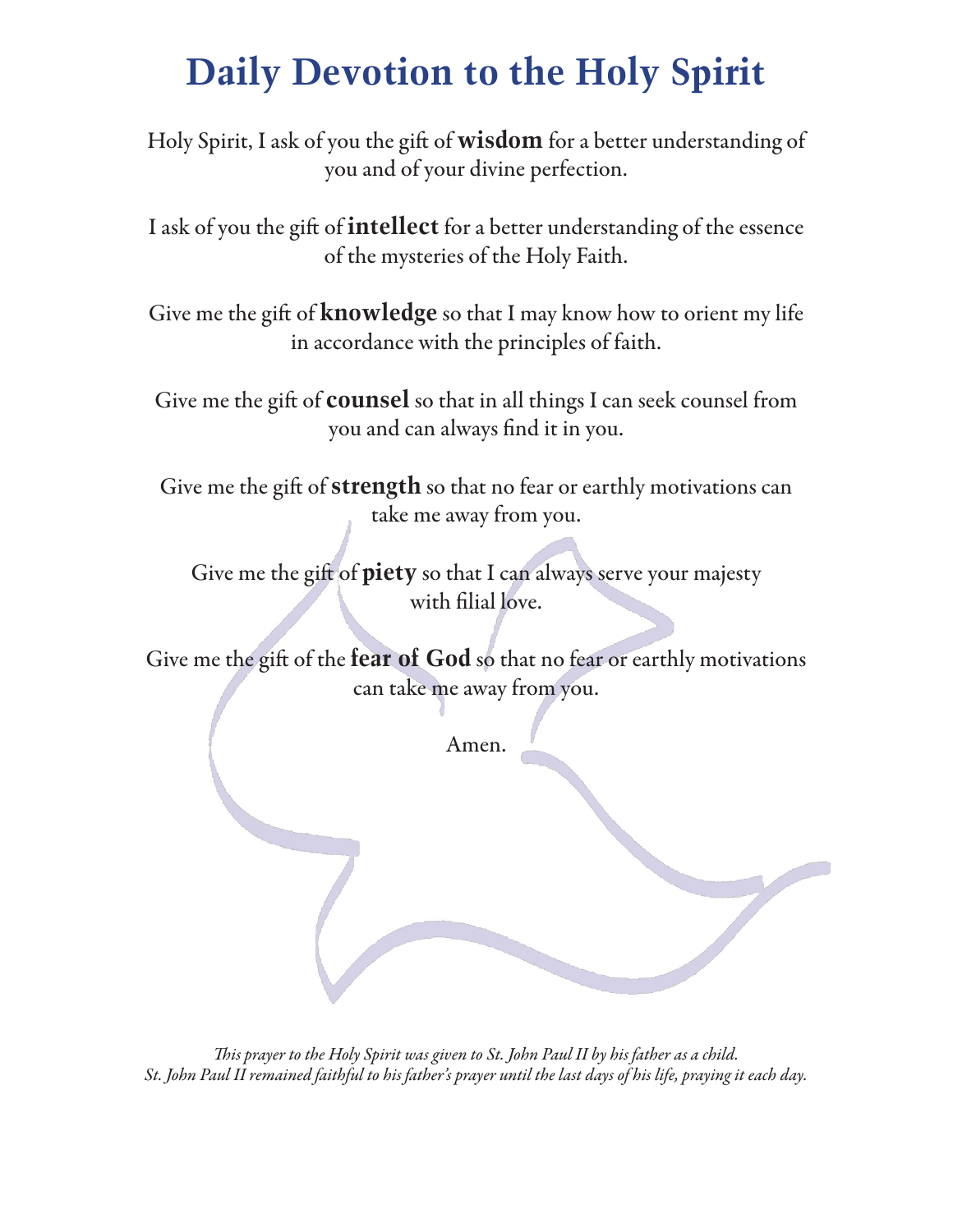# Daily Devotion to the Holy Spirit

Holy Spirit, I ask of you the gift of **wisdom** for a better understanding of you and of your divine perfection.

I ask of you the gift of **intellect** for a better understanding of the essence of the mysteries of the Holy Faith.

Give me the gift of **knowledge** so that I may know how to orient my life in accordance with the principles of faith.

Give me the gift of **counsel** so that in all things I can seek counsel from you and can always find it in you.

Give me the gift of **strength** so that no fear or earthly motivations can take me away from you.

Give me the gift of **piety** so that I can always serve your majesty with filial love.

Give me the gift of the **fear of God** so that no fear or earthly motivations can take me away from you.

Amen.

*This prayer to the Holy Spirit was given to St. John Paul II by his father as a child. St. John Paul II remained faithful to his father's prayer until the last days of his life, praying it each day.*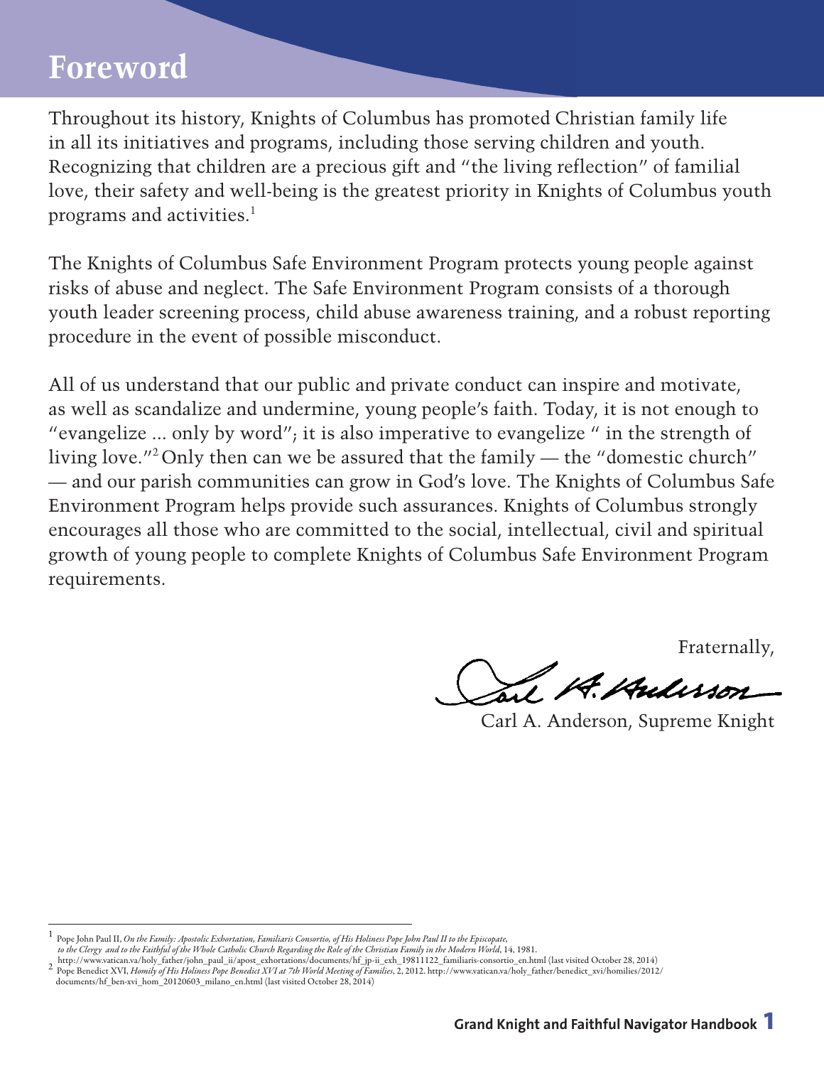# Foreword

Throughout its history, Knights of Columbus has promoted Christian family life in all its initiatives and programs, including those serving children and youth. Recognizing that children are a precious gift and "the living reflection" of familial love, their safety and well-being is the greatest priority in Knights of Columbus youth programs and activities.[1]

The Knights of Columbus Safe Environment Program protects young people against risks of abuse and neglect. The Safe Environment Program consists of a thorough youth leader screening process, child abuse awareness training, and a robust reporting procedure in the event of possible misconduct.

All of us understand that our public and private conduct can inspire and motivate, as well as scandalize and undermine, young people's faith. Today, it is not enough to "evangelize ... only by word"; it is also imperative to evangelize " in the strength of living love."[2] Only then can we be assured that the family — the "domestic church" — and our parish communities can grow in God's love. The Knights of Columbus Safe Environment Program helps provide such assurances. Knights of Columbus strongly encourages all those who are committed to the social, intellectual, civil and spiritual growth of young people to complete Knights of Columbus Safe Environment Program requirements.

Fraternally,

Carl A. Anderson, Supreme Knight

---

[1] Pope John Paul II, *On the Family: Apostolic Exhortation, Familiaris Consortio, of His Holiness Pope John Paul II to the Episcopate, to the Clergy and to the Faithful of the Whole Catholic Church Regarding the Role of the Christian Family in the Modern World*, 14, 1981. http://www.vatican.va/holy_father/john_paul_ii/apost_exhortations/documents/hf_jp-ii_exh_19811122_familiaris-consortio_en.html (last visited October 28, 2014)

[2] Pope Benedict XVI, *Homily of His Holiness Pope Benedict XVI at 7th World Meeting of Families*, 2, 2012. http://www.vatican.va/holy_father/benedict_xvi/homilies/2012/documents/hf_ben-xvi_hom_20120603_milano_en.html (last visited October 28, 2014)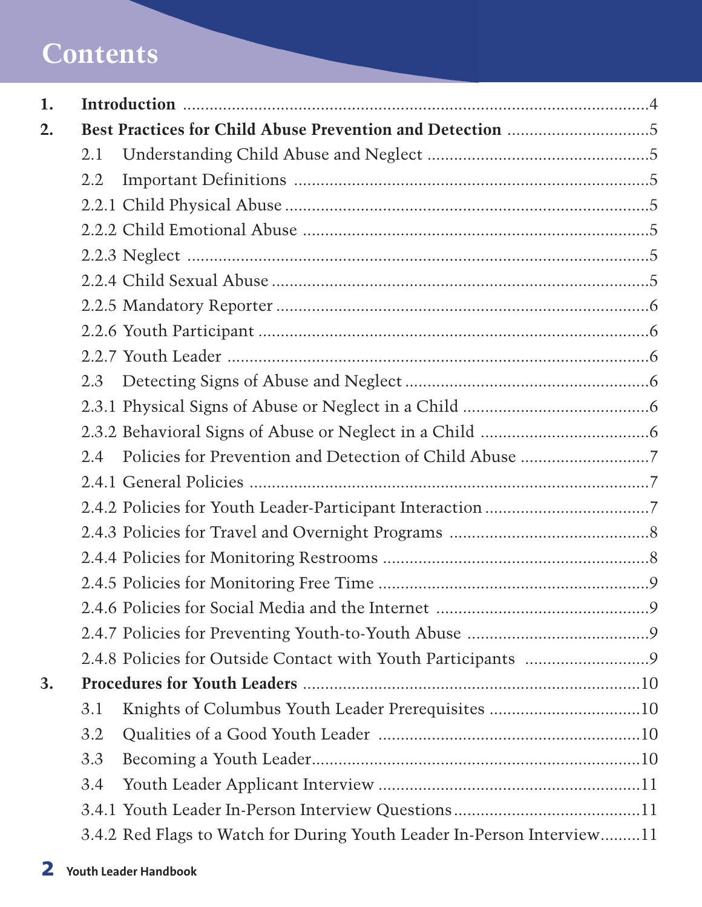# Contents

1. **Introduction** ... 4
2. **Best Practices for Child Abuse Prevention and Detection** ... 5
   - 2.1 Understanding Child Abuse and Neglect ... 5
   - 2.2 Important Definitions ... 5
   - 2.2.1 Child Physical Abuse ... 5
   - 2.2.2 Child Emotional Abuse ... 5
   - 2.2.3 Neglect ... 5
   - 2.2.4 Child Sexual Abuse ... 5
   - 2.2.5 Mandatory Reporter ... 6
   - 2.2.6 Youth Participant ... 6
   - 2.2.7 Youth Leader ... 6
   - 2.3 Detecting Signs of Abuse and Neglect ... 6
   - 2.3.1 Physical Signs of Abuse or Neglect in a Child ... 6
   - 2.3.2 Behavioral Signs of Abuse or Neglect in a Child ... 6
   - 2.4 Policies for Prevention and Detection of Child Abuse ... 7
   - 2.4.1 General Policies ... 7
   - 2.4.2 Policies for Youth Leader-Participant Interaction ... 7
   - 2.4.3 Policies for Travel and Overnight Programs ... 8
   - 2.4.4 Policies for Monitoring Restrooms ... 8
   - 2.4.5 Policies for Monitoring Free Time ... 9
   - 2.4.6 Policies for Social Media and the Internet ... 9
   - 2.4.7 Policies for Preventing Youth-to-Youth Abuse ... 9
   - 2.4.8 Policies for Outside Contact with Youth Participants ... 9
3. **Procedures for Youth Leaders** ... 10
   - 3.1 Knights of Columbus Youth Leader Prerequisites ... 10
   - 3.2 Qualities of a Good Youth Leader ... 10
   - 3.3 Becoming a Youth Leader ... 10
   - 3.4 Youth Leader Applicant Interview ... 11
   - 3.4.1 Youth Leader In-Person Interview Questions ... 11
   - 3.4.2 Red Flags to Watch for During Youth Leader In-Person Interview ... 11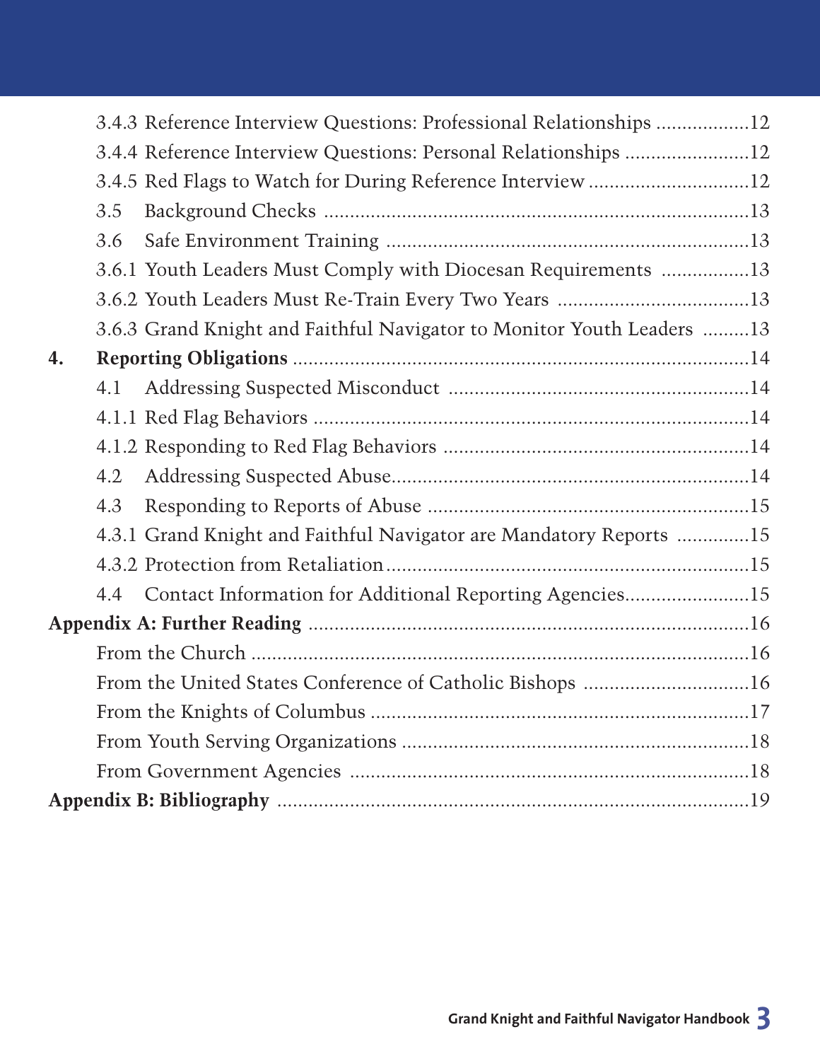3.4.3 Reference Interview Questions: Professional Relationships .................12
3.4.4 Reference Interview Questions: Personal Relationships .......................12
3.4.5 Red Flags to Watch for During Reference Interview ..............................12
3.5 Background Checks ..................................................................................13
3.6 Safe Environment Training ......................................................................13
3.6.1 Youth Leaders Must Comply with Diocesan Requirements ................13
3.6.2 Youth Leaders Must Re-Train Every Two Years ....................................13
3.6.3 Grand Knight and Faithful Navigator to Monitor Youth Leaders .........13

**4. Reporting Obligations** ........................................................................................14

4.1 Addressing Suspected Misconduct ..........................................................14
4.1.1 Red Flag Behaviors ....................................................................................14
4.1.2 Responding to Red Flag Behaviors ..........................................................14
4.2 Addressing Suspected Abuse....................................................................14
4.3 Responding to Reports of Abuse .............................................................15
4.3.1 Grand Knight and Faithful Navigator are Mandatory Reports .............15
4.3.2 Protection from Retaliation......................................................................15
4.4 Contact Information for Additional Reporting Agencies.......................15

**Appendix A: Further Reading** ....................................................................................16

From the Church ................................................................................................16
From the United States Conference of Catholic Bishops ...............................16
From the Knights of Columbus .........................................................................17
From Youth Serving Organizations ..................................................................18
From Government Agencies .............................................................................18

**Appendix B: Bibliography** ...........................................................................................19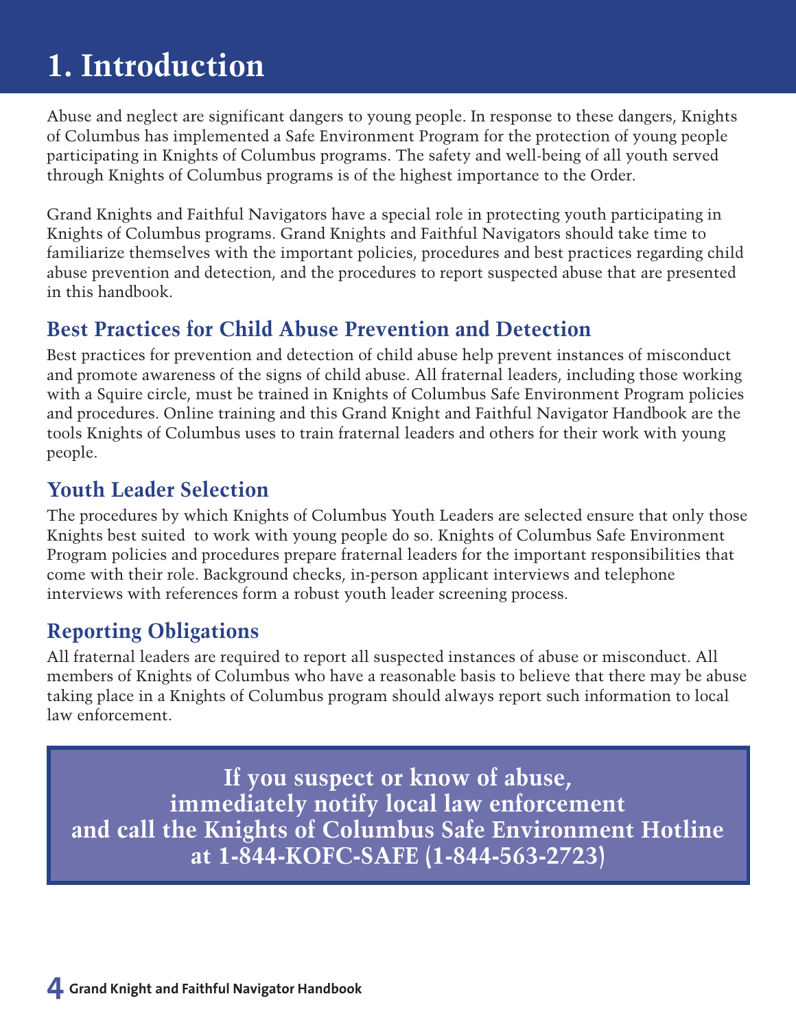# 1. Introduction

Abuse and neglect are significant dangers to young people. In response to these dangers, Knights of Columbus has implemented a Safe Environment Program for the protection of young people participating in Knights of Columbus programs. The safety and well-being of all youth served through Knights of Columbus programs is of the highest importance to the Order.

Grand Knights and Faithful Navigators have a special role in protecting youth participating in Knights of Columbus programs. Grand Knights and Faithful Navigators should take time to familiarize themselves with the important policies, procedures and best practices regarding child abuse prevention and detection, and the procedures to report suspected abuse that are presented in this handbook.

## Best Practices for Child Abuse Prevention and Detection

Best practices for prevention and detection of child abuse help prevent instances of misconduct and promote awareness of the signs of child abuse. All fraternal leaders, including those working with a Squire circle, must be trained in Knights of Columbus Safe Environment Program policies and procedures. Online training and this Grand Knight and Faithful Navigator Handbook are the tools Knights of Columbus uses to train fraternal leaders and others for their work with young people.

## Youth Leader Selection

The procedures by which Knights of Columbus Youth Leaders are selected ensure that only those Knights best suited to work with young people do so. Knights of Columbus Safe Environment Program policies and procedures prepare fraternal leaders for the important responsibilities that come with their role. Background checks, in-person applicant interviews and telephone interviews with references form a robust youth leader screening process.

## Reporting Obligations

All fraternal leaders are required to report all suspected instances of abuse or misconduct. All members of Knights of Columbus who have a reasonable basis to believe that there may be abuse taking place in a Knights of Columbus program should always report such information to local law enforcement.

**If you suspect or know of abuse, immediately notify local law enforcement and call the Knights of Columbus Safe Environment Hotline at 1-844-KOFC-SAFE (1-844-563-2723)**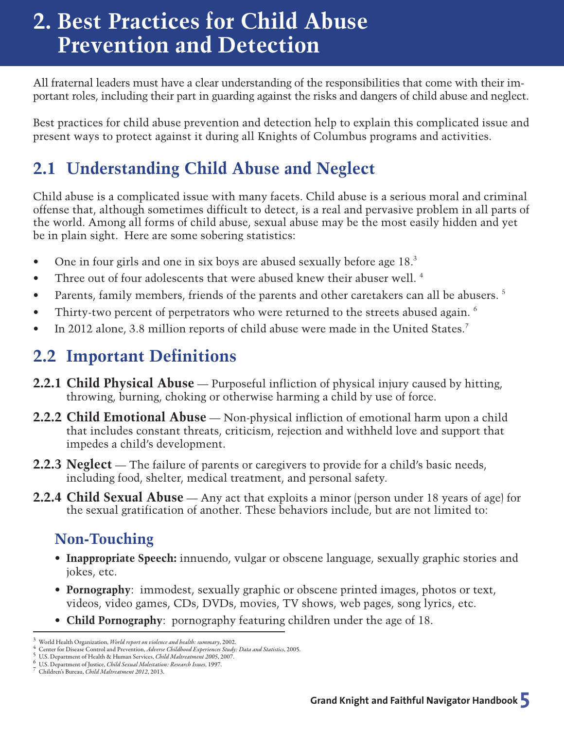# 2. Best Practices for Child Abuse Prevention and Detection

All fraternal leaders must have a clear understanding of the responsibilities that come with their important roles, including their part in guarding against the risks and dangers of child abuse and neglect.

Best practices for child abuse prevention and detection help to explain this complicated issue and present ways to protect against it during all Knights of Columbus programs and activities.

## 2.1 Understanding Child Abuse and Neglect

Child abuse is a complicated issue with many facets. Child abuse is a serious moral and criminal offense that, although sometimes difficult to detect, is a real and pervasive problem in all parts of the world. Among all forms of child abuse, sexual abuse may be the most easily hidden and yet be in plain sight. Here are some sobering statistics:

- One in four girls and one in six boys are abused sexually before age 18.[3]
- Three out of four adolescents that were abused knew their abuser well.[4]
- Parents, family members, friends of the parents and other caretakers can all be abusers.[5]
- Thirty-two percent of perpetrators who were returned to the streets abused again.[6]
- In 2012 alone, 3.8 million reports of child abuse were made in the United States.[7]

## 2.2 Important Definitions

**2.2.1 Child Physical Abuse** — Purposeful infliction of physical injury caused by hitting, throwing, burning, choking or otherwise harming a child by use of force.

**2.2.2 Child Emotional Abuse** — Non-physical infliction of emotional harm upon a child that includes constant threats, criticism, rejection and withheld love and support that impedes a child's development.

**2.2.3 Neglect** — The failure of parents or caregivers to provide for a child's basic needs, including food, shelter, medical treatment, and personal safety.

**2.2.4 Child Sexual Abuse** — Any act that exploits a minor (person under 18 years of age) for the sexual gratification of another. These behaviors include, but are not limited to:

### Non-Touching

- **Inappropriate Speech:** innuendo, vulgar or obscene language, sexually graphic stories and jokes, etc.
- **Pornography**: immodest, sexually graphic or obscene printed images, photos or text, videos, video games, CDs, DVDs, movies, TV shows, web pages, song lyrics, etc.
- **Child Pornography**: pornography featuring children under the age of 18.

---

[3] World Health Organization, *World report on violence and health: summary*, 2002.
[4] Center for Disease Control and Prevention, *Adverse Childhood Experiences Study: Data and Statistics*, 2005.
[5] U.S. Department of Health & Human Services, *Child Maltreatment 2005*, 2007.
[6] U.S. Department of Justice, *Child Sexual Molestation: Research Issues*, 1997.
[7] Children's Bureau, *Child Maltreatment 2012*, 2013.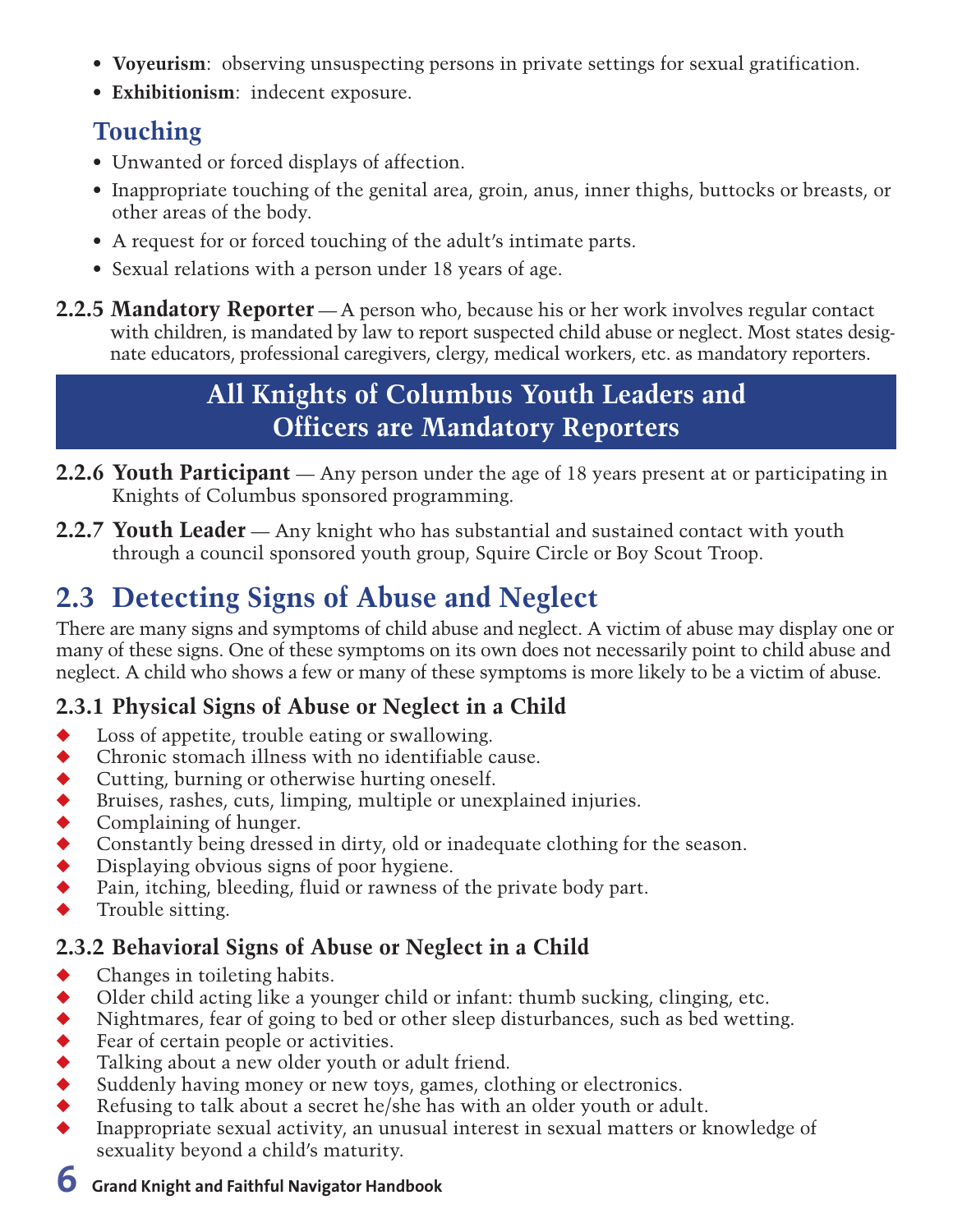- **Voyeurism**: observing unsuspecting persons in private settings for sexual gratification.
- **Exhibitionism**: indecent exposure.

### Touching

- Unwanted or forced displays of affection.
- Inappropriate touching of the genital area, groin, anus, inner thighs, buttocks or breasts, or other areas of the body.
- A request for or forced touching of the adult's intimate parts.
- Sexual relations with a person under 18 years of age.

**2.2.5 Mandatory Reporter** — A person who, because his or her work involves regular contact with children, is mandated by law to report suspected child abuse or neglect. Most states designate educators, professional caregivers, clergy, medical workers, etc. as mandatory reporters.

**All Knights of Columbus Youth Leaders and Officers are Mandatory Reporters**

**2.2.6 Youth Participant** — Any person under the age of 18 years present at or participating in Knights of Columbus sponsored programming.

**2.2.7 Youth Leader** — Any knight who has substantial and sustained contact with youth through a council sponsored youth group, Squire Circle or Boy Scout Troop.

## 2.3 Detecting Signs of Abuse and Neglect

There are many signs and symptoms of child abuse and neglect. A victim of abuse may display one or many of these signs. One of these symptoms on its own does not necessarily point to child abuse and neglect. A child who shows a few or many of these symptoms is more likely to be a victim of abuse.

### 2.3.1 Physical Signs of Abuse or Neglect in a Child

- Loss of appetite, trouble eating or swallowing.
- Chronic stomach illness with no identifiable cause.
- Cutting, burning or otherwise hurting oneself.
- Bruises, rashes, cuts, limping, multiple or unexplained injuries.
- Complaining of hunger.
- Constantly being dressed in dirty, old or inadequate clothing for the season.
- Displaying obvious signs of poor hygiene.
- Pain, itching, bleeding, fluid or rawness of the private body part.
- Trouble sitting.

### 2.3.2 Behavioral Signs of Abuse or Neglect in a Child

- Changes in toileting habits.
- Older child acting like a younger child or infant: thumb sucking, clinging, etc.
- Nightmares, fear of going to bed or other sleep disturbances, such as bed wetting.
- Fear of certain people or activities.
- Talking about a new older youth or adult friend.
- Suddenly having money or new toys, games, clothing or electronics.
- Refusing to talk about a secret he/she has with an older youth or adult.
- Inappropriate sexual activity, an unusual interest in sexual matters or knowledge of sexuality beyond a child's maturity.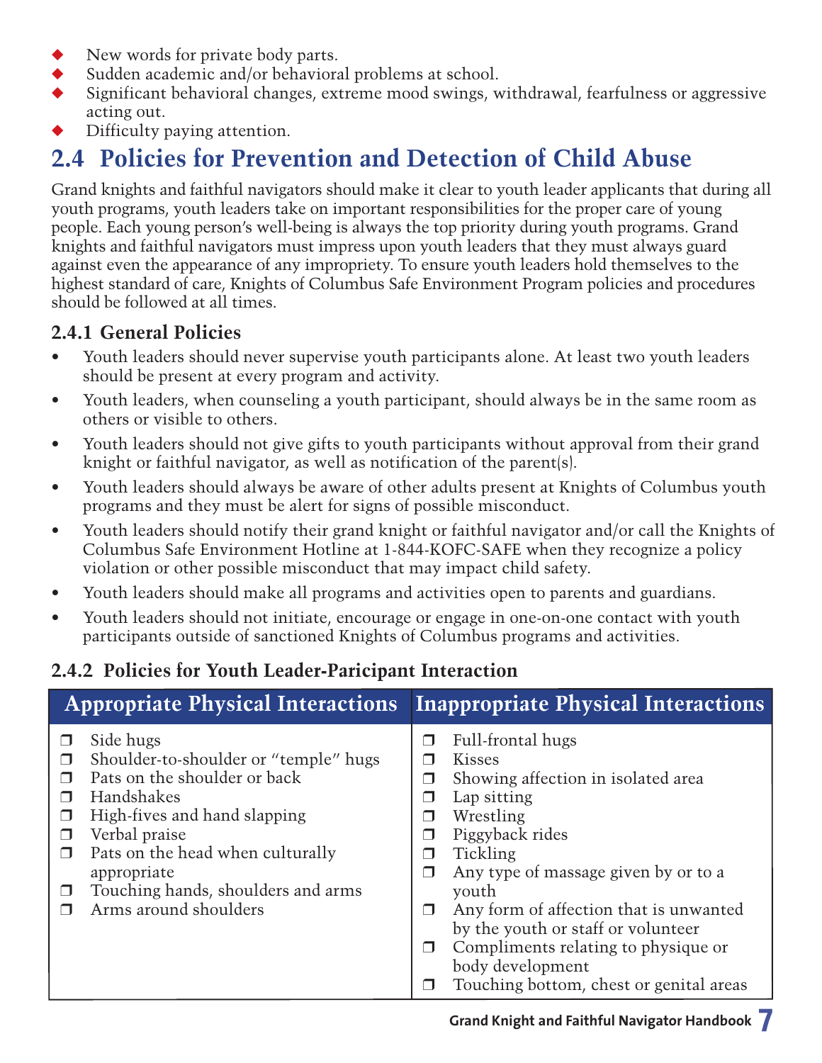- New words for private body parts.
- Sudden academic and/or behavioral problems at school.
- Significant behavioral changes, extreme mood swings, withdrawal, fearfulness or aggressive acting out.
- Difficulty paying attention.

## 2.4 Policies for Prevention and Detection of Child Abuse

Grand knights and faithful navigators should make it clear to youth leader applicants that during all youth programs, youth leaders take on important responsibilities for the proper care of young people. Each young person's well-being is always the top priority during youth programs. Grand knights and faithful navigators must impress upon youth leaders that they must always guard against even the appearance of any impropriety. To ensure youth leaders hold themselves to the highest standard of care, Knights of Columbus Safe Environment Program policies and procedures should be followed at all times.

### 2.4.1 General Policies

- Youth leaders should never supervise youth participants alone. At least two youth leaders should be present at every program and activity.
- Youth leaders, when counseling a youth participant, should always be in the same room as others or visible to others.
- Youth leaders should not give gifts to youth participants without approval from their grand knight or faithful navigator, as well as notification of the parent(s).
- Youth leaders should always be aware of other adults present at Knights of Columbus youth programs and they must be alert for signs of possible misconduct.
- Youth leaders should notify their grand knight or faithful navigator and/or call the Knights of Columbus Safe Environment Hotline at 1-844-KOFC-SAFE when they recognize a policy violation or other possible misconduct that may impact child safety.
- Youth leaders should make all programs and activities open to parents and guardians.
- Youth leaders should not initiate, encourage or engage in one-on-one contact with youth participants outside of sanctioned Knights of Columbus programs and activities.

### 2.4.2 Policies for Youth Leader-Paricipant Interaction

| Appropriate Physical Interactions | Inappropriate Physical Interactions |
|---|---|
| ❒ Side hugs | ❒ Full-frontal hugs |
| ❒ Shoulder-to-shoulder or "temple" hugs | ❒ Kisses |
| ❒ Pats on the shoulder or back | ❒ Showing affection in isolated area |
| ❒ Handshakes | ❒ Lap sitting |
| ❒ High-fives and hand slapping | ❒ Wrestling |
| ❒ Verbal praise | ❒ Piggyback rides |
| ❒ Pats on the head when culturally appropriate | ❒ Tickling |
| ❒ Touching hands, shoulders and arms | ❒ Any type of massage given by or to a youth |
| ❒ Arms around shoulders | ❒ Any form of affection that is unwanted by the youth or staff or volunteer |
| | ❒ Compliments relating to physique or body development |
| | ❒ Touching bottom, chest or genital areas |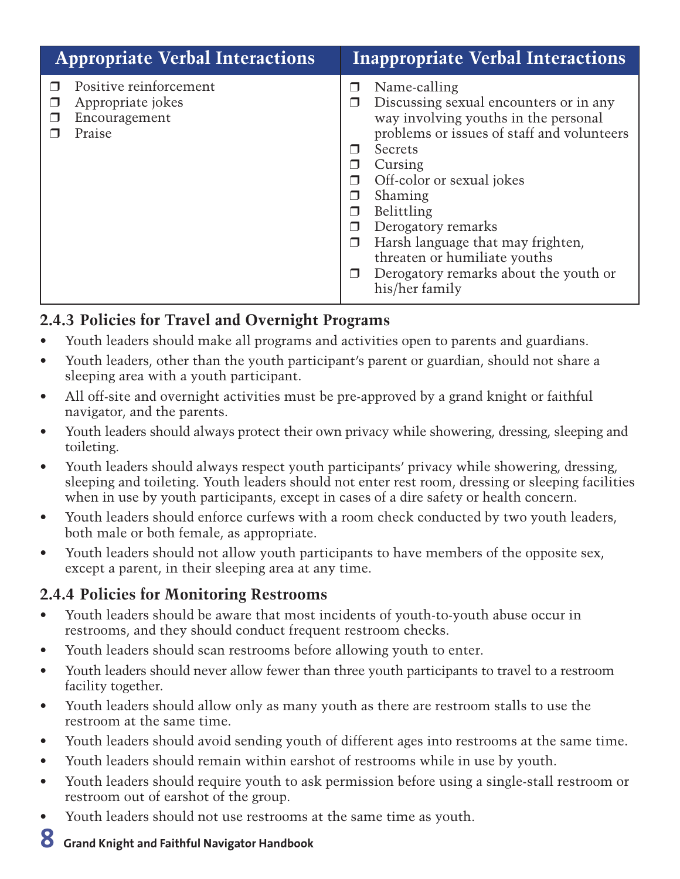| Appropriate Verbal Interactions | Inappropriate Verbal Interactions |
|---|---|
| ❒ Positive reinforcement<br>❒ Appropriate jokes<br>❒ Encouragement<br>❒ Praise | ❒ Name-calling<br>❒ Discussing sexual encounters or in any way involving youths in the personal problems or issues of staff and volunteers<br>❒ Secrets<br>❒ Cursing<br>❒ Off-color or sexual jokes<br>❒ Shaming<br>❒ Belittling<br>❒ Derogatory remarks<br>❒ Harsh language that may frighten, threaten or humiliate youths<br>❒ Derogatory remarks about the youth or his/her family |

### 2.4.3 Policies for Travel and Overnight Programs

- Youth leaders should make all programs and activities open to parents and guardians.
- Youth leaders, other than the youth participant's parent or guardian, should not share a sleeping area with a youth participant.
- All off-site and overnight activities must be pre-approved by a grand knight or faithful navigator, and the parents.
- Youth leaders should always protect their own privacy while showering, dressing, sleeping and toileting.
- Youth leaders should always respect youth participants' privacy while showering, dressing, sleeping and toileting. Youth leaders should not enter rest room, dressing or sleeping facilities when in use by youth participants, except in cases of a dire safety or health concern.
- Youth leaders should enforce curfews with a room check conducted by two youth leaders, both male or both female, as appropriate.
- Youth leaders should not allow youth participants to have members of the opposite sex, except a parent, in their sleeping area at any time.

### 2.4.4 Policies for Monitoring Restrooms

- Youth leaders should be aware that most incidents of youth-to-youth abuse occur in restrooms, and they should conduct frequent restroom checks.
- Youth leaders should scan restrooms before allowing youth to enter.
- Youth leaders should never allow fewer than three youth participants to travel to a restroom facility together.
- Youth leaders should allow only as many youth as there are restroom stalls to use the restroom at the same time.
- Youth leaders should avoid sending youth of different ages into restrooms at the same time.
- Youth leaders should remain within earshot of restrooms while in use by youth.
- Youth leaders should require youth to ask permission before using a single-stall restroom or restroom out of earshot of the group.
- Youth leaders should not use restrooms at the same time as youth.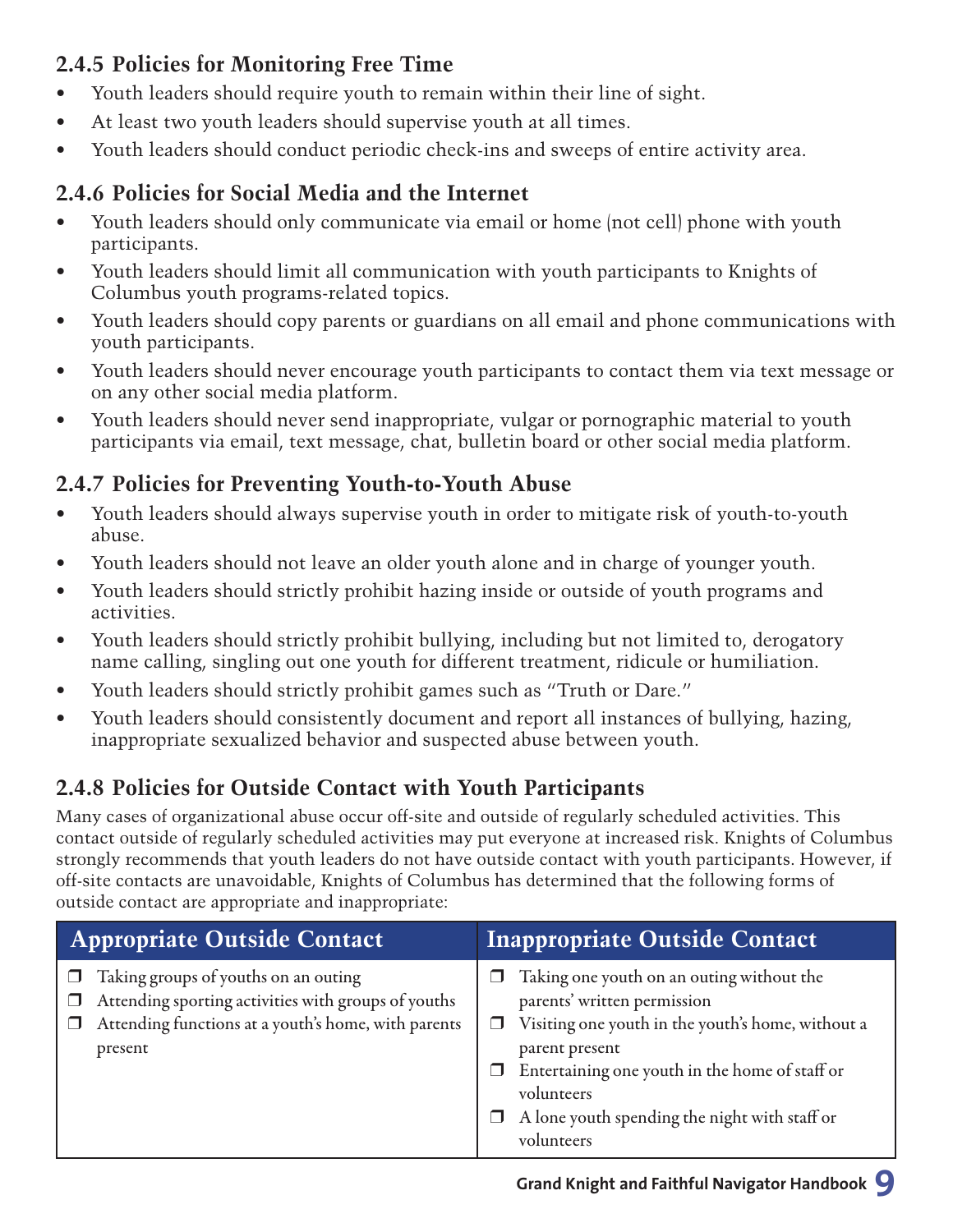### 2.4.5 Policies for Monitoring Free Time

- Youth leaders should require youth to remain within their line of sight.
- At least two youth leaders should supervise youth at all times.
- Youth leaders should conduct periodic check-ins and sweeps of entire activity area.

### 2.4.6 Policies for Social Media and the Internet

- Youth leaders should only communicate via email or home (not cell) phone with youth participants.
- Youth leaders should limit all communication with youth participants to Knights of Columbus youth programs-related topics.
- Youth leaders should copy parents or guardians on all email and phone communications with youth participants.
- Youth leaders should never encourage youth participants to contact them via text message or on any other social media platform.
- Youth leaders should never send inappropriate, vulgar or pornographic material to youth participants via email, text message, chat, bulletin board or other social media platform.

### 2.4.7 Policies for Preventing Youth-to-Youth Abuse

- Youth leaders should always supervise youth in order to mitigate risk of youth-to-youth abuse.
- Youth leaders should not leave an older youth alone and in charge of younger youth.
- Youth leaders should strictly prohibit hazing inside or outside of youth programs and activities.
- Youth leaders should strictly prohibit bullying, including but not limited to, derogatory name calling, singling out one youth for different treatment, ridicule or humiliation.
- Youth leaders should strictly prohibit games such as "Truth or Dare."
- Youth leaders should consistently document and report all instances of bullying, hazing, inappropriate sexualized behavior and suspected abuse between youth.

### 2.4.8 Policies for Outside Contact with Youth Participants

Many cases of organizational abuse occur off-site and outside of regularly scheduled activities. This contact outside of regularly scheduled activities may put everyone at increased risk. Knights of Columbus strongly recommends that youth leaders do not have outside contact with youth participants. However, if off-site contacts are unavoidable, Knights of Columbus has determined that the following forms of outside contact are appropriate and inappropriate:

| Appropriate Outside Contact | Inappropriate Outside Contact |
|---|---|
| ❒ Taking groups of youths on an outing<br>❒ Attending sporting activities with groups of youths<br>❒ Attending functions at a youth's home, with parents present | ❒ Taking one youth on an outing without the parents' written permission<br>❒ Visiting one youth in the youth's home, without a parent present<br>❒ Entertaining one youth in the home of staff or volunteers<br>❒ A lone youth spending the night with staff or volunteers |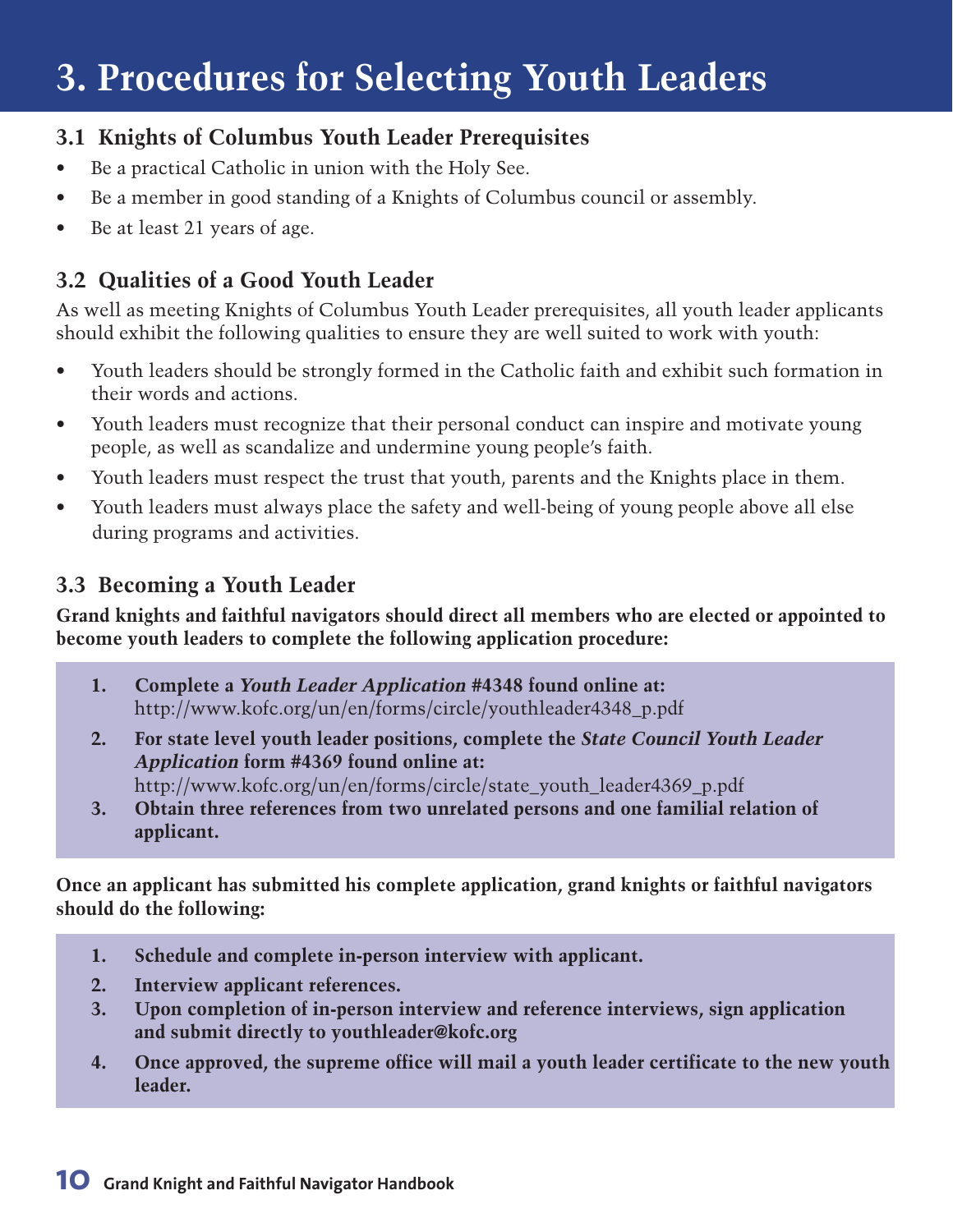# 3. Procedures for Selecting Youth Leaders

### 3.1 Knights of Columbus Youth Leader Prerequisites

- Be a practical Catholic in union with the Holy See.
- Be a member in good standing of a Knights of Columbus council or assembly.
- Be at least 21 years of age.

### 3.2 Qualities of a Good Youth Leader

As well as meeting Knights of Columbus Youth Leader prerequisites, all youth leader applicants should exhibit the following qualities to ensure they are well suited to work with youth:

- Youth leaders should be strongly formed in the Catholic faith and exhibit such formation in their words and actions.
- Youth leaders must recognize that their personal conduct can inspire and motivate young people, as well as scandalize and undermine young people's faith.
- Youth leaders must respect the trust that youth, parents and the Knights place in them.
- Youth leaders must always place the safety and well-being of young people above all else during programs and activities.

### 3.3 Becoming a Youth Leader

**Grand knights and faithful navigators should direct all members who are elected or appointed to become youth leaders to complete the following application procedure:**

1. **Complete a *Youth Leader Application* #4348 found online at:** http://www.kofc.org/un/en/forms/circle/youthleader4348_p.pdf
2. **For state level youth leader positions, complete the *State Council Youth Leader Application* form #4369 found online at:** http://www.kofc.org/un/en/forms/circle/state_youth_leader4369_p.pdf
3. **Obtain three references from two unrelated persons and one familial relation of applicant.**

**Once an applicant has submitted his complete application, grand knights or faithful navigators should do the following:**

1. **Schedule and complete in-person interview with applicant.**
2. **Interview applicant references.**
3. **Upon completion of in-person interview and reference interviews, sign application and submit directly to youthleader@kofc.org**
4. **Once approved, the supreme office will mail a youth leader certificate to the new youth leader.**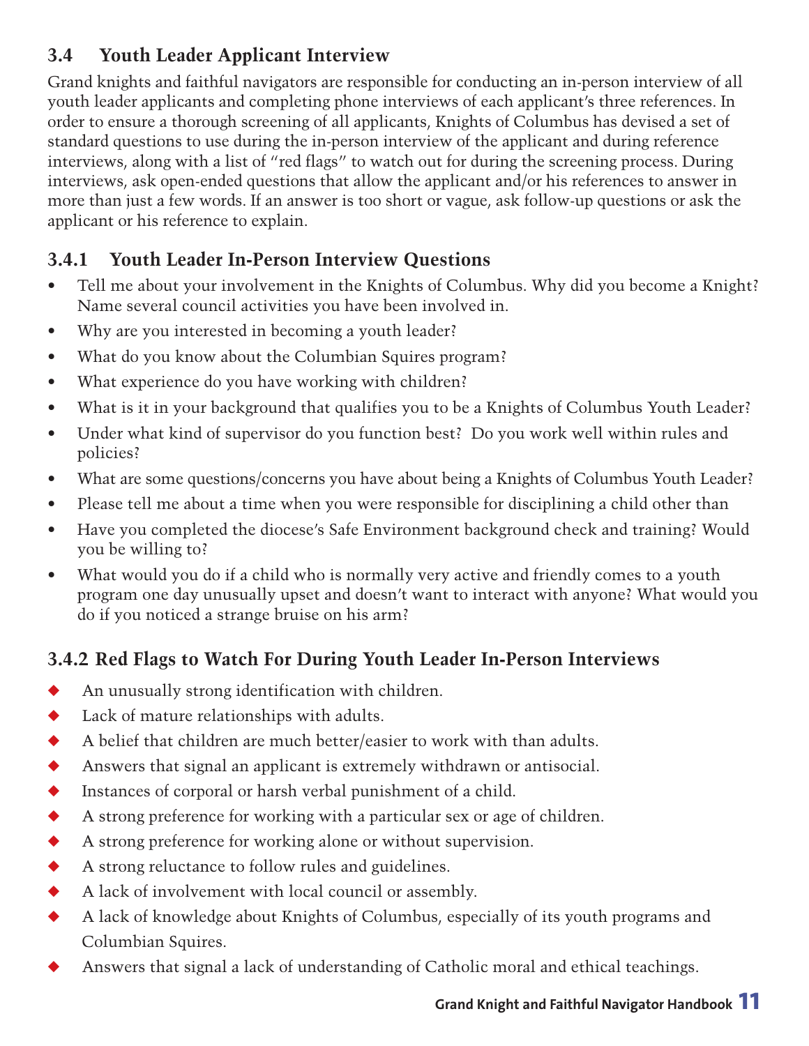## 3.4 Youth Leader Applicant Interview

Grand knights and faithful navigators are responsible for conducting an in-person interview of all youth leader applicants and completing phone interviews of each applicant's three references. In order to ensure a thorough screening of all applicants, Knights of Columbus has devised a set of standard questions to use during the in-person interview of the applicant and during reference interviews, along with a list of "red flags" to watch out for during the screening process. During interviews, ask open-ended questions that allow the applicant and/or his references to answer in more than just a few words. If an answer is too short or vague, ask follow-up questions or ask the applicant or his reference to explain.

### 3.4.1 Youth Leader In-Person Interview Questions

- Tell me about your involvement in the Knights of Columbus. Why did you become a Knight? Name several council activities you have been involved in.
- Why are you interested in becoming a youth leader?
- What do you know about the Columbian Squires program?
- What experience do you have working with children?
- What is it in your background that qualifies you to be a Knights of Columbus Youth Leader?
- Under what kind of supervisor do you function best? Do you work well within rules and policies?
- What are some questions/concerns you have about being a Knights of Columbus Youth Leader?
- Please tell me about a time when you were responsible for disciplining a child other than
- Have you completed the diocese's Safe Environment background check and training? Would you be willing to?
- What would you do if a child who is normally very active and friendly comes to a youth program one day unusually upset and doesn't want to interact with anyone? What would you do if you noticed a strange bruise on his arm?

### 3.4.2 Red Flags to Watch For During Youth Leader In-Person Interviews

- An unusually strong identification with children.
- Lack of mature relationships with adults.
- A belief that children are much better/easier to work with than adults.
- Answers that signal an applicant is extremely withdrawn or antisocial.
- Instances of corporal or harsh verbal punishment of a child.
- A strong preference for working with a particular sex or age of children.
- A strong preference for working alone or without supervision.
- A strong reluctance to follow rules and guidelines.
- A lack of involvement with local council or assembly.
- A lack of knowledge about Knights of Columbus, especially of its youth programs and Columbian Squires.
- Answers that signal a lack of understanding of Catholic moral and ethical teachings.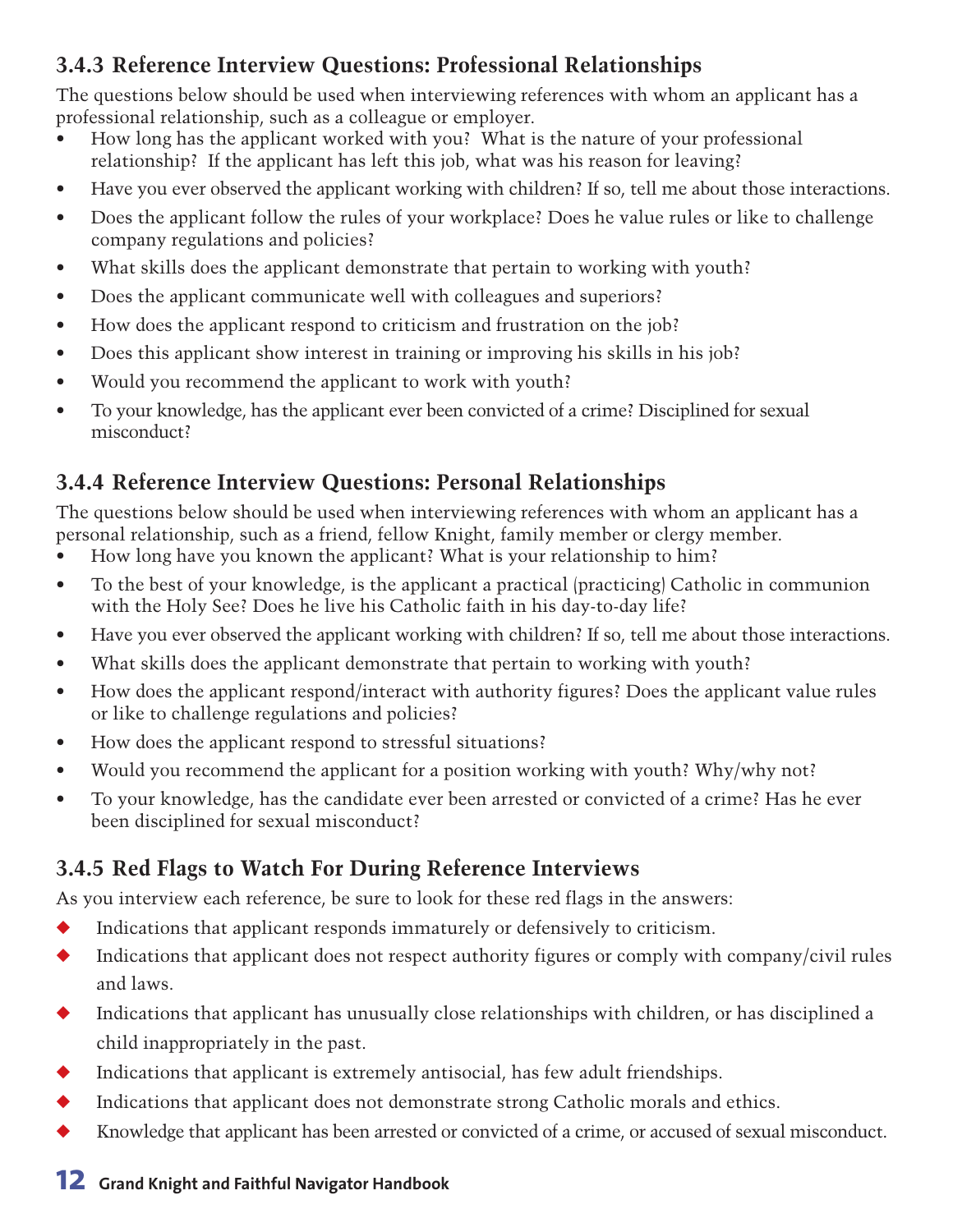### 3.4.3 Reference Interview Questions: Professional Relationships

The questions below should be used when interviewing references with whom an applicant has a professional relationship, such as a colleague or employer.

- How long has the applicant worked with you? What is the nature of your professional relationship? If the applicant has left this job, what was his reason for leaving?
- Have you ever observed the applicant working with children? If so, tell me about those interactions.
- Does the applicant follow the rules of your workplace? Does he value rules or like to challenge company regulations and policies?
- What skills does the applicant demonstrate that pertain to working with youth?
- Does the applicant communicate well with colleagues and superiors?
- How does the applicant respond to criticism and frustration on the job?
- Does this applicant show interest in training or improving his skills in his job?
- Would you recommend the applicant to work with youth?
- To your knowledge, has the applicant ever been convicted of a crime? Disciplined for sexual misconduct?

### 3.4.4 Reference Interview Questions: Personal Relationships

The questions below should be used when interviewing references with whom an applicant has a personal relationship, such as a friend, fellow Knight, family member or clergy member.

- How long have you known the applicant? What is your relationship to him?
- To the best of your knowledge, is the applicant a practical (practicing) Catholic in communion with the Holy See? Does he live his Catholic faith in his day-to-day life?
- Have you ever observed the applicant working with children? If so, tell me about those interactions.
- What skills does the applicant demonstrate that pertain to working with youth?
- How does the applicant respond/interact with authority figures? Does the applicant value rules or like to challenge regulations and policies?
- How does the applicant respond to stressful situations?
- Would you recommend the applicant for a position working with youth? Why/why not?
- To your knowledge, has the candidate ever been arrested or convicted of a crime? Has he ever been disciplined for sexual misconduct?

### 3.4.5 Red Flags to Watch For During Reference Interviews

As you interview each reference, be sure to look for these red flags in the answers:

- Indications that applicant responds immaturely or defensively to criticism.
- Indications that applicant does not respect authority figures or comply with company/civil rules and laws.
- Indications that applicant has unusually close relationships with children, or has disciplined a child inappropriately in the past.
- Indications that applicant is extremely antisocial, has few adult friendships.
- Indications that applicant does not demonstrate strong Catholic morals and ethics.
- Knowledge that applicant has been arrested or convicted of a crime, or accused of sexual misconduct.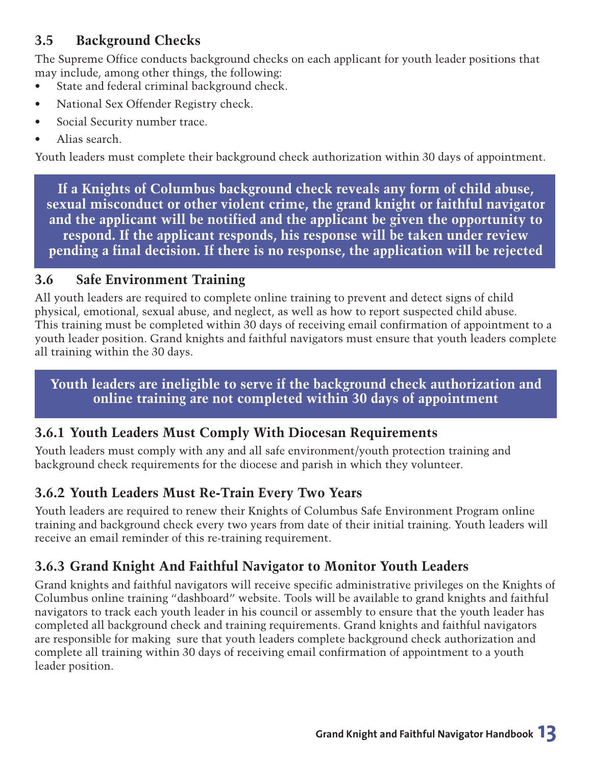## 3.5 Background Checks

The Supreme Office conducts background checks on each applicant for youth leader positions that may include, among other things, the following:

- State and federal criminal background check.
- National Sex Offender Registry check.
- Social Security number trace.
- Alias search.

Youth leaders must complete their background check authorization within 30 days of appointment.

**If a Knights of Columbus background check reveals any form of child abuse, sexual misconduct or other violent crime, the grand knight or faithful navigator and the applicant will be notified and the applicant be given the opportunity to respond. If the applicant responds, his response will be taken under review pending a final decision. If there is no response, the application will be rejected**

## 3.6 Safe Environment Training

All youth leaders are required to complete online training to prevent and detect signs of child physical, emotional, sexual abuse, and neglect, as well as how to report suspected child abuse. This training must be completed within 30 days of receiving email confirmation of appointment to a youth leader position. Grand knights and faithful navigators must ensure that youth leaders complete all training within the 30 days.

**Youth leaders are ineligible to serve if the background check authorization and online training are not completed within 30 days of appointment**

### 3.6.1 Youth Leaders Must Comply With Diocesan Requirements

Youth leaders must comply with any and all safe environment/youth protection training and background check requirements for the diocese and parish in which they volunteer.

### 3.6.2 Youth Leaders Must Re-Train Every Two Years

Youth leaders are required to renew their Knights of Columbus Safe Environment Program online training and background check every two years from date of their initial training. Youth leaders will receive an email reminder of this re-training requirement.

### 3.6.3 Grand Knight And Faithful Navigator to Monitor Youth Leaders

Grand knights and faithful navigators will receive specific administrative privileges on the Knights of Columbus online training "dashboard" website. Tools will be available to grand knights and faithful navigators to track each youth leader in his council or assembly to ensure that the youth leader has completed all background check and training requirements. Grand knights and faithful navigators are responsible for making sure that youth leaders complete background check authorization and complete all training within 30 days of receiving email confirmation of appointment to a youth leader position.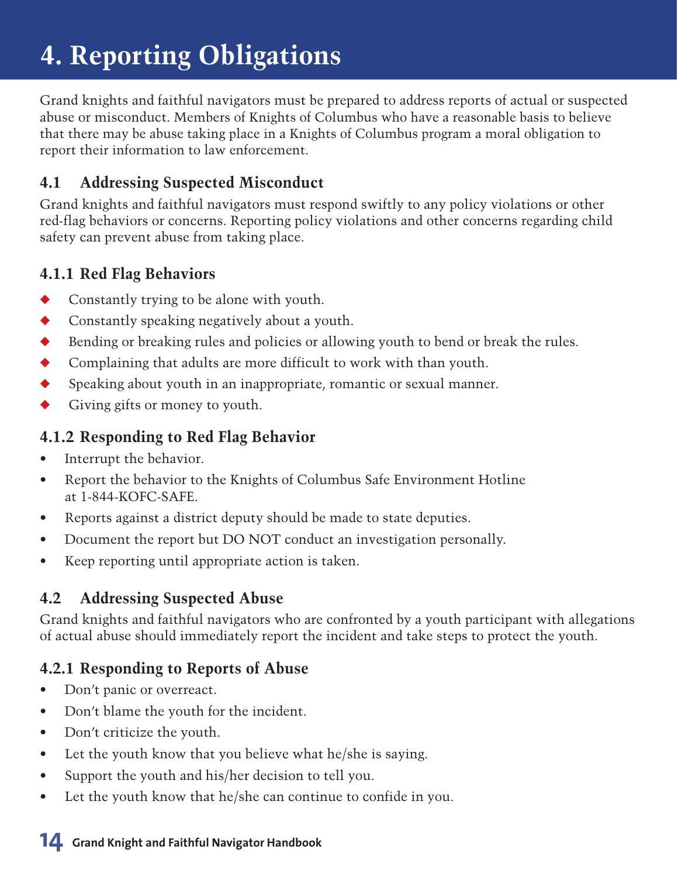# 4. Reporting Obligations

Grand knights and faithful navigators must be prepared to address reports of actual or suspected abuse or misconduct. Members of Knights of Columbus who have a reasonable basis to believe that there may be abuse taking place in a Knights of Columbus program a moral obligation to report their information to law enforcement.

## 4.1 Addressing Suspected Misconduct

Grand knights and faithful navigators must respond swiftly to any policy violations or other red-flag behaviors or concerns. Reporting policy violations and other concerns regarding child safety can prevent abuse from taking place.

### 4.1.1 Red Flag Behaviors

- Constantly trying to be alone with youth.
- Constantly speaking negatively about a youth.
- Bending or breaking rules and policies or allowing youth to bend or break the rules.
- Complaining that adults are more difficult to work with than youth.
- Speaking about youth in an inappropriate, romantic or sexual manner.
- Giving gifts or money to youth.

### 4.1.2 Responding to Red Flag Behavior

- Interrupt the behavior.
- Report the behavior to the Knights of Columbus Safe Environment Hotline at 1-844-KOFC-SAFE.
- Reports against a district deputy should be made to state deputies.
- Document the report but DO NOT conduct an investigation personally.
- Keep reporting until appropriate action is taken.

## 4.2 Addressing Suspected Abuse

Grand knights and faithful navigators who are confronted by a youth participant with allegations of actual abuse should immediately report the incident and take steps to protect the youth.

### 4.2.1 Responding to Reports of Abuse

- Don't panic or overreact.
- Don't blame the youth for the incident.
- Don't criticize the youth.
- Let the youth know that you believe what he/she is saying.
- Support the youth and his/her decision to tell you.
- Let the youth know that he/she can continue to confide in you.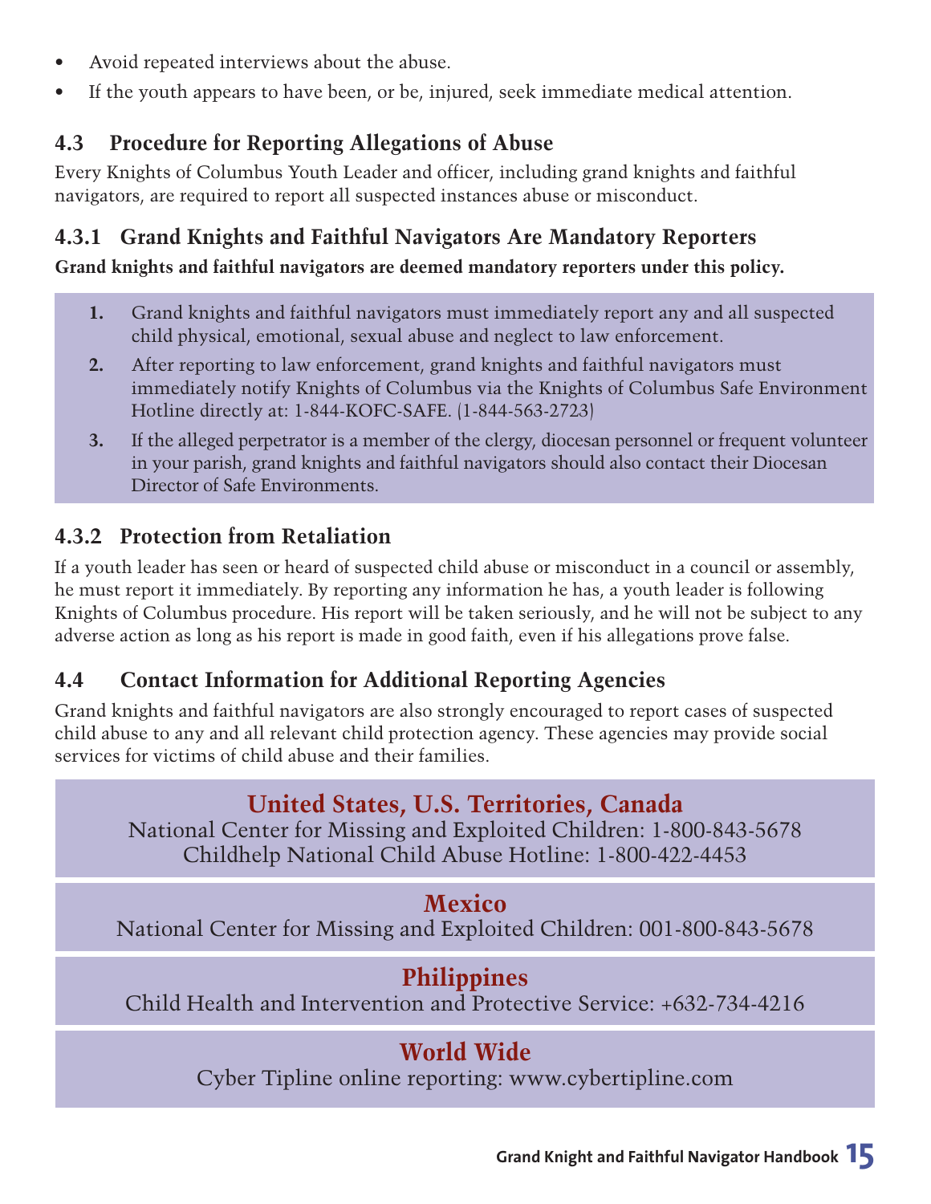- Avoid repeated interviews about the abuse.
- If the youth appears to have been, or be, injured, seek immediate medical attention.

## 4.3 Procedure for Reporting Allegations of Abuse

Every Knights of Columbus Youth Leader and officer, including grand knights and faithful navigators, are required to report all suspected instances abuse or misconduct.

### 4.3.1 Grand Knights and Faithful Navigators Are Mandatory Reporters

**Grand knights and faithful navigators are deemed mandatory reporters under this policy.**

1. Grand knights and faithful navigators must immediately report any and all suspected child physical, emotional, sexual abuse and neglect to law enforcement.
2. After reporting to law enforcement, grand knights and faithful navigators must immediately notify Knights of Columbus via the Knights of Columbus Safe Environment Hotline directly at: 1-844-KOFC-SAFE. (1-844-563-2723)
3. If the alleged perpetrator is a member of the clergy, diocesan personnel or frequent volunteer in your parish, grand knights and faithful navigators should also contact their Diocesan Director of Safe Environments.

### 4.3.2 Protection from Retaliation

If a youth leader has seen or heard of suspected child abuse or misconduct in a council or assembly, he must report it immediately. By reporting any information he has, a youth leader is following Knights of Columbus procedure. His report will be taken seriously, and he will not be subject to any adverse action as long as his report is made in good faith, even if his allegations prove false.

## 4.4 Contact Information for Additional Reporting Agencies

Grand knights and faithful navigators are also strongly encouraged to report cases of suspected child abuse to any and all relevant child protection agency. These agencies may provide social services for victims of child abuse and their families.

**United States, U.S. Territories, Canada**

National Center for Missing and Exploited Children: 1-800-843-5678

Childhelp National Child Abuse Hotline: 1-800-422-4453

**Mexico**

National Center for Missing and Exploited Children: 001-800-843-5678

**Philippines**

Child Health and Intervention and Protective Service: +632-734-4216

**World Wide**

Cyber Tipline online reporting: www.cybertipline.com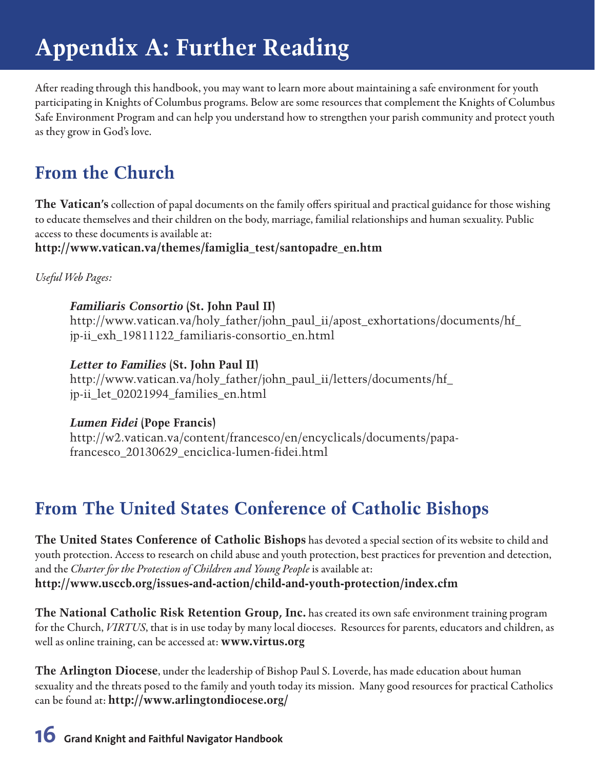# Appendix A: Further Reading

After reading through this handbook, you may want to learn more about maintaining a safe environment for youth participating in Knights of Columbus programs. Below are some resources that complement the Knights of Columbus Safe Environment Program and can help you understand how to strengthen your parish community and protect youth as they grow in God's love.

## From the Church

**The Vatican's** collection of papal documents on the family offers spiritual and practical guidance for those wishing to educate themselves and their children on the body, marriage, familial relationships and human sexuality. Public access to these documents is available at:
**http://www.vatican.va/themes/famiglia_test/santopadre_en.htm**

*Useful Web Pages:*

> ***Familiaris Consortio*** **(St. John Paul II)**
> http://www.vatican.va/holy_father/john_paul_ii/apost_exhortations/documents/hf_jp-ii_exh_19811122_familiaris-consortio_en.html
>
> ***Letter to Families*** **(St. John Paul II)**
> http://www.vatican.va/holy_father/john_paul_ii/letters/documents/hf_jp-ii_let_02021994_families_en.html
>
> ***Lumen Fidei*** **(Pope Francis)**
> http://w2.vatican.va/content/francesco/en/encyclicals/documents/papa-francesco_20130629_enciclica-lumen-fidei.html

## From The United States Conference of Catholic Bishops

**The United States Conference of Catholic Bishops** has devoted a special section of its website to child and youth protection. Access to research on child abuse and youth protection, best practices for prevention and detection, and the *Charter for the Protection of Children and Young People* is available at:
**http://www.usccb.org/issues-and-action/child-and-youth-protection/index.cfm**

**The National Catholic Risk Retention Group, Inc.** has created its own safe environment training program for the Church, *VIRTUS*, that is in use today by many local dioceses. Resources for parents, educators and children, as well as online training, can be accessed at: **www.virtus.org**

**The Arlington Diocese**, under the leadership of Bishop Paul S. Loverde, has made education about human sexuality and the threats posed to the family and youth today its mission. Many good resources for practical Catholics can be found at: **http://www.arlingtondiocese.org/**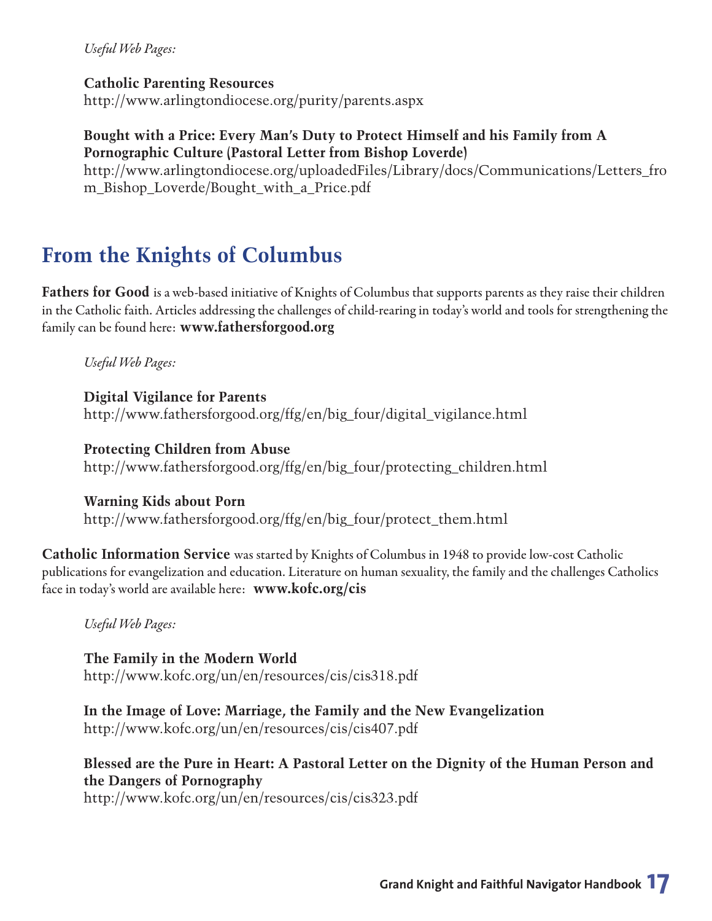*Useful Web Pages:*

**Catholic Parenting Resources**
http://www.arlingtondiocese.org/purity/parents.aspx

**Bought with a Price: Every Man's Duty to Protect Himself and his Family from A Pornographic Culture (Pastoral Letter from Bishop Loverde)**
http://www.arlingtondiocese.org/uploadedFiles/Library/docs/Communications/Letters_from_Bishop_Loverde/Bought_with_a_Price.pdf

## From the Knights of Columbus

**Fathers for Good** is a web-based initiative of Knights of Columbus that supports parents as they raise their children in the Catholic faith. Articles addressing the challenges of child-rearing in today's world and tools for strengthening the family can be found here: **www.fathersforgood.org**

*Useful Web Pages:*

**Digital Vigilance for Parents**
http://www.fathersforgood.org/ffg/en/big_four/digital_vigilance.html

**Protecting Children from Abuse**
http://www.fathersforgood.org/ffg/en/big_four/protecting_children.html

**Warning Kids about Porn**
http://www.fathersforgood.org/ffg/en/big_four/protect_them.html

**Catholic Information Service** was started by Knights of Columbus in 1948 to provide low-cost Catholic publications for evangelization and education. Literature on human sexuality, the family and the challenges Catholics face in today's world are available here: **www.kofc.org/cis**

*Useful Web Pages:*

**The Family in the Modern World**
http://www.kofc.org/un/en/resources/cis/cis318.pdf

**In the Image of Love: Marriage, the Family and the New Evangelization**
http://www.kofc.org/un/en/resources/cis/cis407.pdf

**Blessed are the Pure in Heart: A Pastoral Letter on the Dignity of the Human Person and the Dangers of Pornography**
http://www.kofc.org/un/en/resources/cis/cis323.pdf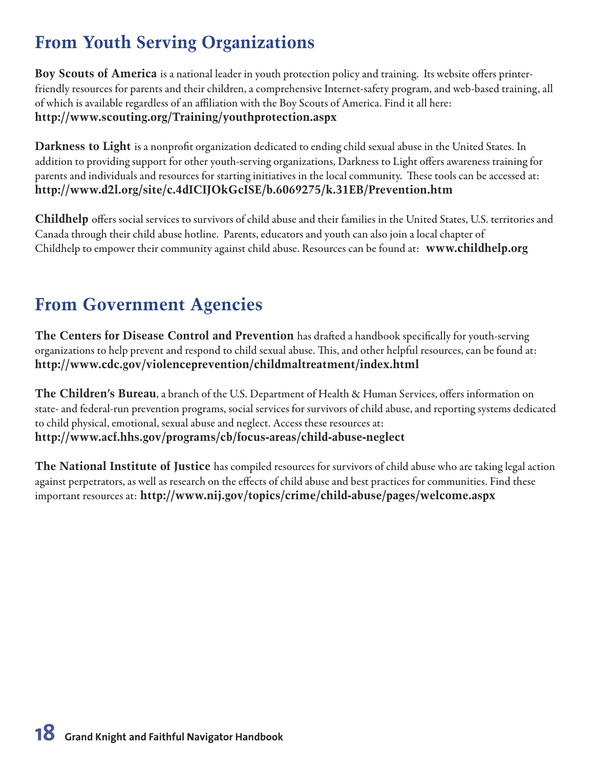## From Youth Serving Organizations

**Boy Scouts of America** is a national leader in youth protection policy and training. Its website offers printer-friendly resources for parents and their children, a comprehensive Internet-safety program, and web-based training, all of which is available regardless of an affiliation with the Boy Scouts of America. Find it all here:
**http://www.scouting.org/Training/youthprotection.aspx**

**Darkness to Light** is a nonprofit organization dedicated to ending child sexual abuse in the United States. In addition to providing support for other youth-serving organizations, Darkness to Light offers awareness training for parents and individuals and resources for starting initiatives in the local community. These tools can be accessed at:
**http://www.d2l.org/site/c.4dICIJOkGcISE/b.6069275/k.31EB/Prevention.htm**

**Childhelp** offers social services to survivors of child abuse and their families in the United States, U.S. territories and Canada through their child abuse hotline. Parents, educators and youth can also join a local chapter of Childhelp to empower their community against child abuse. Resources can be found at: **www.childhelp.org**

## From Government Agencies

**The Centers for Disease Control and Prevention** has drafted a handbook specifically for youth-serving organizations to help prevent and respond to child sexual abuse. This, and other helpful resources, can be found at:
**http://www.cdc.gov/violenceprevention/childmaltreatment/index.html**

**The Children's Bureau**, a branch of the U.S. Department of Health & Human Services, offers information on state- and federal-run prevention programs, social services for survivors of child abuse, and reporting systems dedicated to child physical, emotional, sexual abuse and neglect. Access these resources at:
**http://www.acf.hhs.gov/programs/cb/focus-areas/child-abuse-neglect**

**The National Institute of Justice** has compiled resources for survivors of child abuse who are taking legal action against perpetrators, as well as research on the effects of child abuse and best practices for communities. Find these important resources at: **http://www.nij.gov/topics/crime/child-abuse/pages/welcome.aspx**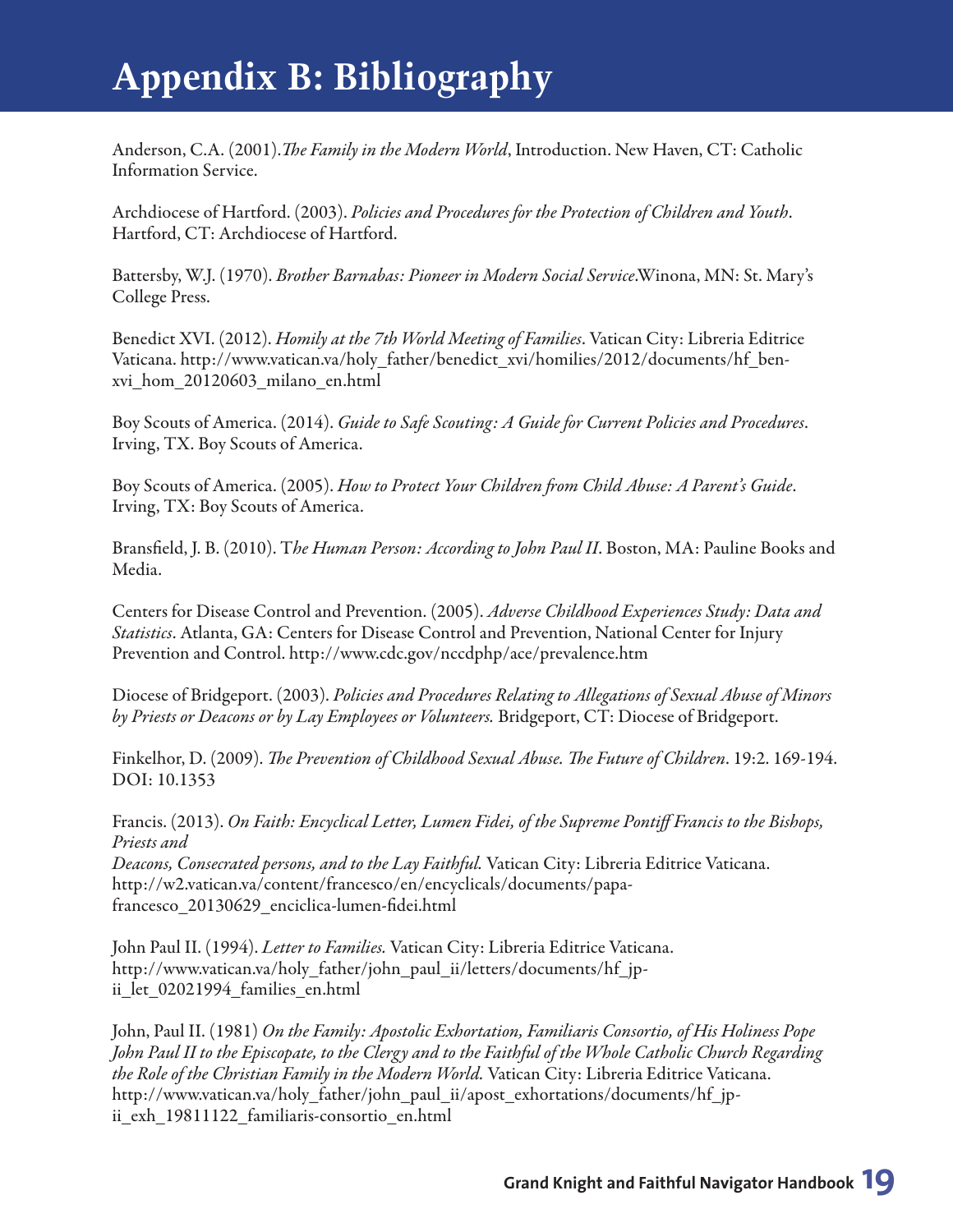# Appendix B: Bibliography

Anderson, C.A. (2001).*The Family in the Modern World*, Introduction. New Haven, CT: Catholic Information Service.

Archdiocese of Hartford. (2003). *Policies and Procedures for the Protection of Children and Youth*. Hartford, CT: Archdiocese of Hartford.

Battersby, W.J. (1970). *Brother Barnabas: Pioneer in Modern Social Service*.Winona, MN: St. Mary's College Press.

Benedict XVI. (2012). *Homily at the 7th World Meeting of Families*. Vatican City: Libreria Editrice Vaticana. http://www.vatican.va/holy_father/benedict_xvi/homilies/2012/documents/hf_ben-xvi_hom_20120603_milano_en.html

Boy Scouts of America. (2014). *Guide to Safe Scouting: A Guide for Current Policies and Procedures*. Irving, TX. Boy Scouts of America.

Boy Scouts of America. (2005). *How to Protect Your Children from Child Abuse: A Parent's Guide*. Irving, TX: Boy Scouts of America.

Bransfield, J. B. (2010). T*he Human Person: According to John Paul II*. Boston, MA: Pauline Books and Media.

Centers for Disease Control and Prevention. (2005). *Adverse Childhood Experiences Study: Data and Statistics*. Atlanta, GA: Centers for Disease Control and Prevention, National Center for Injury Prevention and Control. http://www.cdc.gov/nccdphp/ace/prevalence.htm

Diocese of Bridgeport. (2003). *Policies and Procedures Relating to Allegations of Sexual Abuse of Minors by Priests or Deacons or by Lay Employees or Volunteers.* Bridgeport, CT: Diocese of Bridgeport.

Finkelhor, D. (2009). *The Prevention of Childhood Sexual Abuse. The Future of Children*. 19:2. 169-194. DOI: 10.1353

Francis. (2013). *On Faith: Encyclical Letter, Lumen Fidei, of the Supreme Pontiff Francis to the Bishops, Priests and*
*Deacons, Consecrated persons, and to the Lay Faithful.* Vatican City: Libreria Editrice Vaticana. http://w2.vatican.va/content/francesco/en/encyclicals/documents/papa-francesco_20130629_enciclica-lumen-fidei.html

John Paul II. (1994). *Letter to Families.* Vatican City: Libreria Editrice Vaticana. http://www.vatican.va/holy_father/john_paul_ii/letters/documents/hf_jp-ii_let_02021994_families_en.html

John, Paul II. (1981) *On the Family: Apostolic Exhortation, Familiaris Consortio, of His Holiness Pope John Paul II to the Episcopate, to the Clergy and to the Faithful of the Whole Catholic Church Regarding the Role of the Christian Family in the Modern World.* Vatican City: Libreria Editrice Vaticana. http://www.vatican.va/holy_father/john_paul_ii/apost_exhortations/documents/hf_jp-ii_exh_19811122_familiaris-consortio_en.html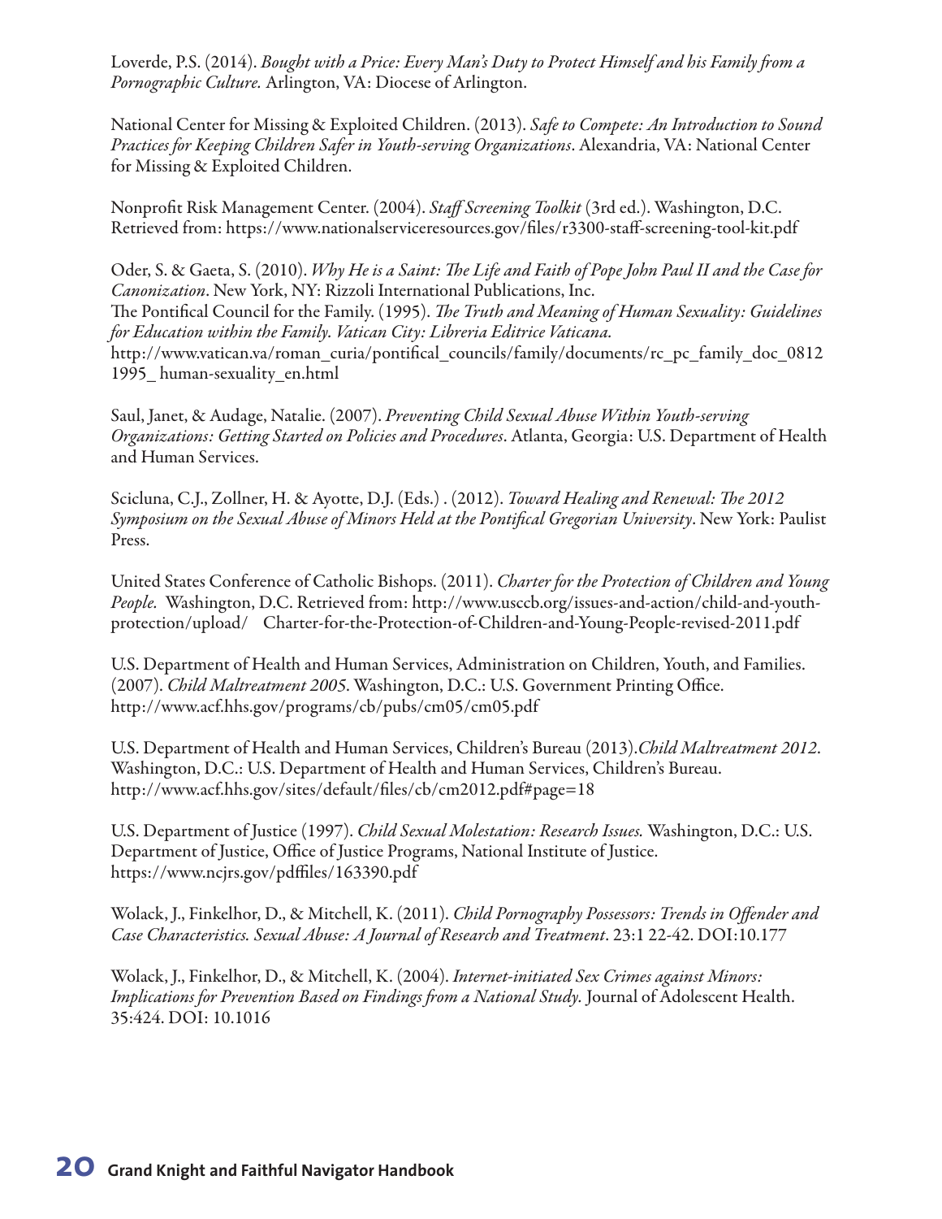Loverde, P.S. (2014). *Bought with a Price: Every Man's Duty to Protect Himself and his Family from a Pornographic Culture.* Arlington, VA: Diocese of Arlington.

National Center for Missing & Exploited Children. (2013). *Safe to Compete: An Introduction to Sound Practices for Keeping Children Safer in Youth-serving Organizations*. Alexandria, VA: National Center for Missing & Exploited Children.

Nonprofit Risk Management Center. (2004). *Staff Screening Toolkit* (3rd ed.). Washington, D.C. Retrieved from: https://www.nationalserviceresources.gov/files/r3300-staff-screening-tool-kit.pdf

Oder, S. & Gaeta, S. (2010). *Why He is a Saint: The Life and Faith of Pope John Paul II and the Case for Canonization*. New York, NY: Rizzoli International Publications, Inc.
The Pontifical Council for the Family. (1995). *The Truth and Meaning of Human Sexuality: Guidelines for Education within the Family. Vatican City: Libreria Editrice Vaticana.*
http://www.vatican.va/roman_curia/pontifical_councils/family/documents/rc_pc_family_doc_08121995_ human-sexuality_en.html

Saul, Janet, & Audage, Natalie. (2007). *Preventing Child Sexual Abuse Within Youth-serving Organizations: Getting Started on Policies and Procedures*. Atlanta, Georgia: U.S. Department of Health and Human Services.

Scicluna, C.J., Zollner, H. & Ayotte, D.J. (Eds.) . (2012). *Toward Healing and Renewal: The 2012 Symposium on the Sexual Abuse of Minors Held at the Pontifical Gregorian University*. New York: Paulist Press.

United States Conference of Catholic Bishops. (2011). *Charter for the Protection of Children and Young People.* Washington, D.C. Retrieved from: http://www.usccb.org/issues-and-action/child-and-youth-protection/upload/ Charter-for-the-Protection-of-Children-and-Young-People-revised-2011.pdf

U.S. Department of Health and Human Services, Administration on Children, Youth, and Families. (2007). *Child Maltreatment 2005*. Washington, D.C.: U.S. Government Printing Office. http://www.acf.hhs.gov/programs/cb/pubs/cm05/cm05.pdf

U.S. Department of Health and Human Services, Children's Bureau (2013).*Child Maltreatment 2012*. Washington, D.C.: U.S. Department of Health and Human Services, Children's Bureau. http://www.acf.hhs.gov/sites/default/files/cb/cm2012.pdf#page=18

U.S. Department of Justice (1997). *Child Sexual Molestation: Research Issues.* Washington, D.C.: U.S. Department of Justice, Office of Justice Programs, National Institute of Justice. https://www.ncjrs.gov/pdffiles/163390.pdf

Wolack, J., Finkelhor, D., & Mitchell, K. (2011). *Child Pornography Possessors: Trends in Offender and Case Characteristics. Sexual Abuse: A Journal of Research and Treatment*. 23:1 22-42. DOI:10.177

Wolack, J., Finkelhor, D., & Mitchell, K. (2004). *Internet-initiated Sex Crimes against Minors: Implications for Prevention Based on Findings from a National Study.* Journal of Adolescent Health. 35:424. DOI: 10.1016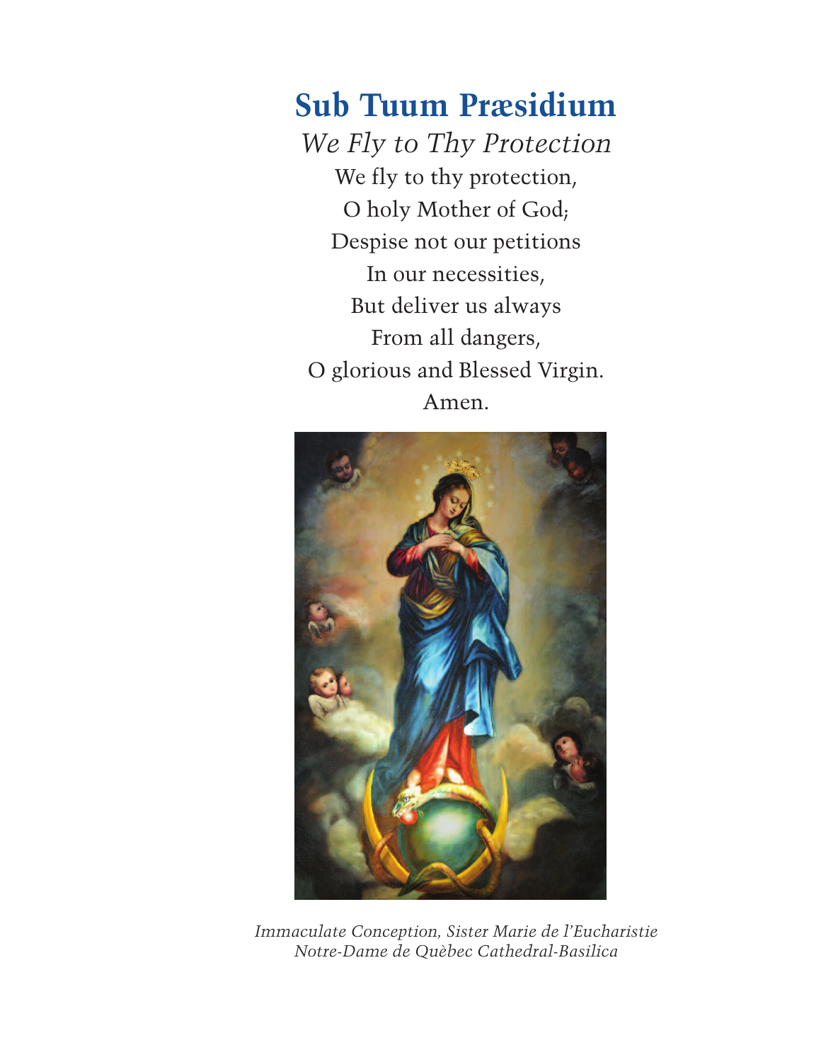# Sub Tuum Præsidium

*We Fly to Thy Protection*

We fly to thy protection,
O holy Mother of God;
Despise not our petitions
In our necessities,
But deliver us always
From all dangers,
O glorious and Blessed Virgin.
Amen.

*Immaculate Conception, Sister Marie de l'Eucharistie*
*Notre-Dame de Quèbec Cathedral-Basilica*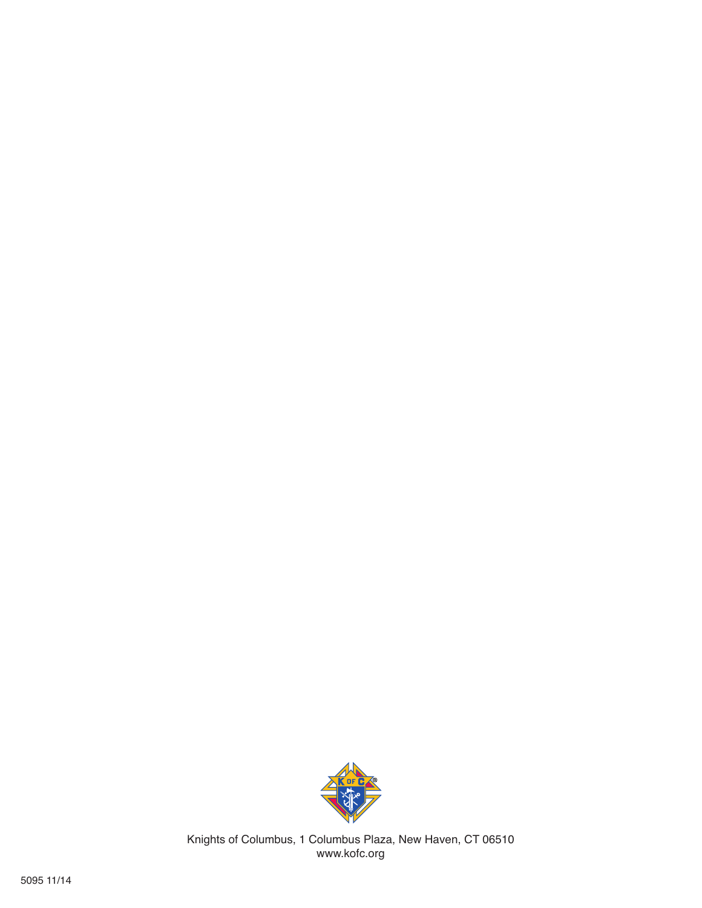Knights of Columbus, 1 Columbus Plaza, New Haven, CT 06510
www.kofc.org

5095 11/14